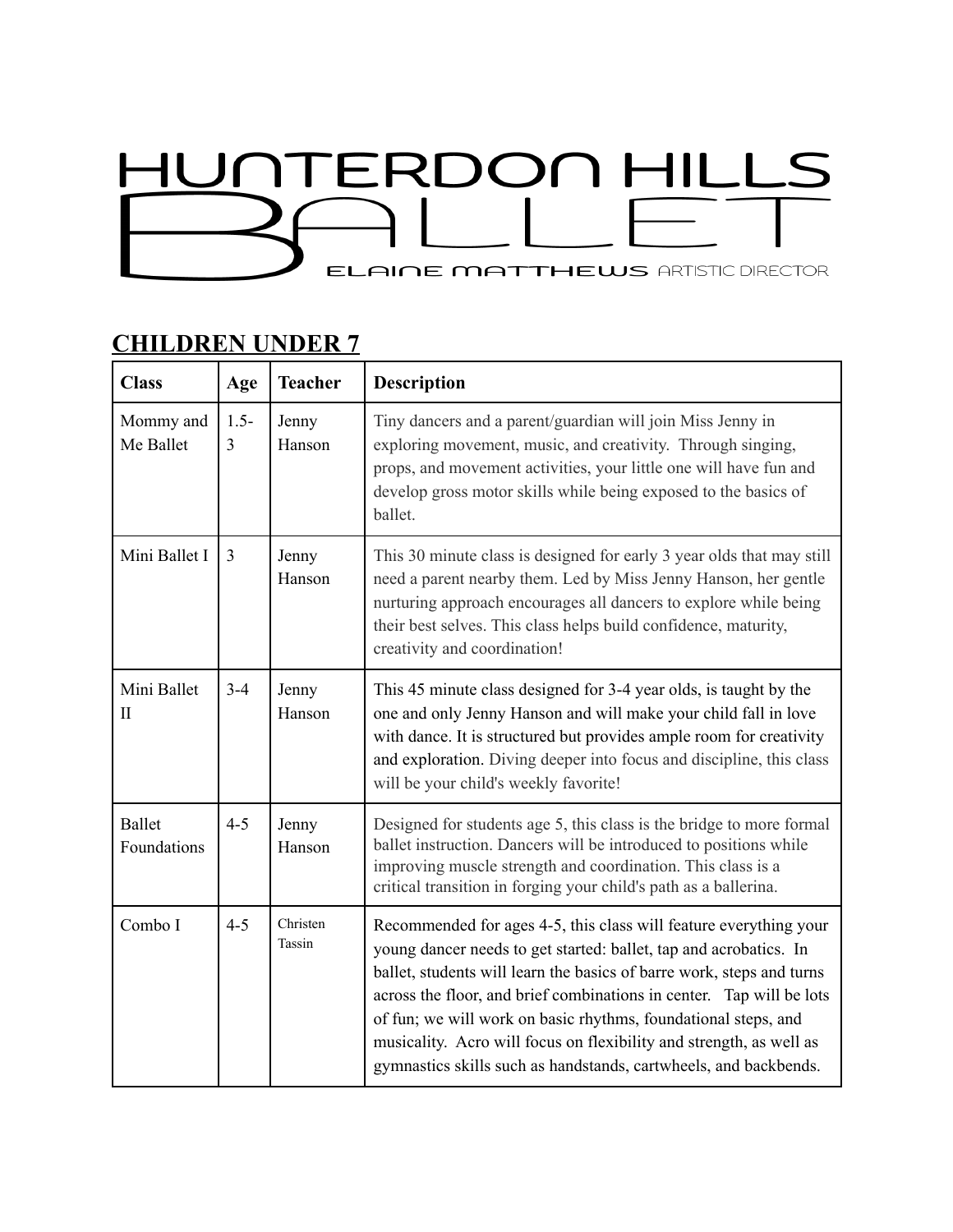# HUNTERDON HILLS BALLET

ELAINE MATTHEWS ARTISTIC DIRECTOR

## CHILDREN UNDER 7

| Class | Age | Teacher | Description |
|---|---|---|---|
| Mommy and Me Ballet | 1.5-3 | Jenny Hanson | Tiny dancers and a parent/guardian will join Miss Jenny in exploring movement, music, and creativity. Through singing, props, and movement activities, your little one will have fun and develop gross motor skills while being exposed to the basics of ballet. |
| Mini Ballet I | 3 | Jenny Hanson | This 30 minute class is designed for early 3 year olds that may still need a parent nearby them. Led by Miss Jenny Hanson, her gentle nurturing approach encourages all dancers to explore while being their best selves. This class helps build confidence, maturity, creativity and coordination! |
| Mini Ballet II | 3-4 | Jenny Hanson | This 45 minute class designed for 3-4 year olds, is taught by the one and only Jenny Hanson and will make your child fall in love with dance. It is structured but provides ample room for creativity and exploration. Diving deeper into focus and discipline, this class will be your child's weekly favorite! |
| Ballet Foundations | 4-5 | Jenny Hanson | Designed for students age 5, this class is the bridge to more formal ballet instruction. Dancers will be introduced to positions while improving muscle strength and coordination. This class is a critical transition in forging your child's path as a ballerina. |
| Combo I | 4-5 | Christen Tassin | Recommended for ages 4-5, this class will feature everything your young dancer needs to get started: ballet, tap and acrobatics. In ballet, students will learn the basics of barre work, steps and turns across the floor, and brief combinations in center. Tap will be lots of fun; we will work on basic rhythms, foundational steps, and musicality. Acro will focus on flexibility and strength, as well as gymnastics skills such as handstands, cartwheels, and backbends. |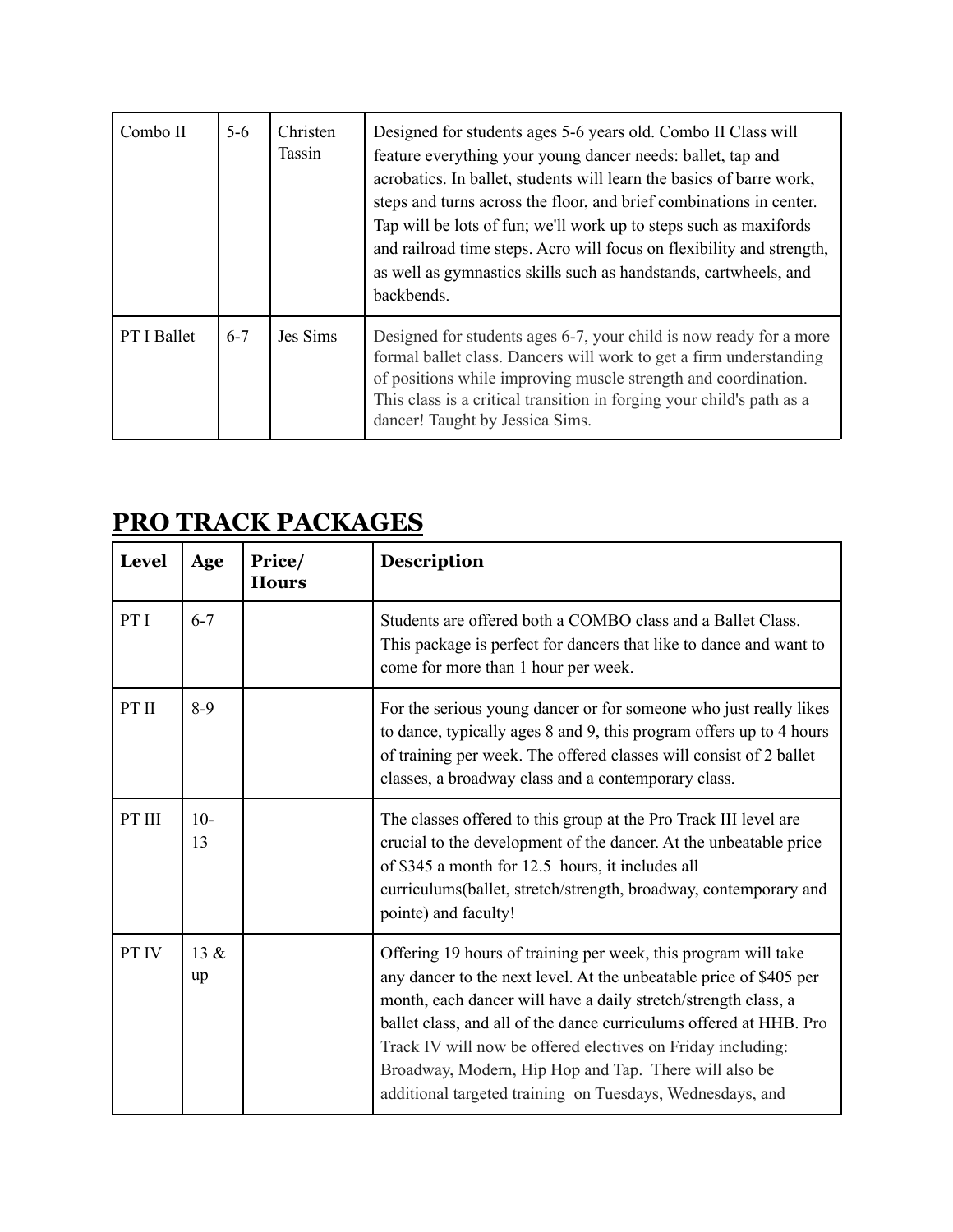| Combo II | 5-6 | Christen Tassin | Designed for students ages 5-6 years old. Combo II Class will feature everything your young dancer needs: ballet, tap and acrobatics. In ballet, students will learn the basics of barre work, steps and turns across the floor, and brief combinations in center. Tap will be lots of fun; we'll work up to steps such as maxifords and railroad time steps. Acro will focus on flexibility and strength, as well as gymnastics skills such as handstands, cartwheels, and backbends. |
|---|---|---|---|
| PT I Ballet | 6-7 | Jes Sims | Designed for students ages 6-7, your child is now ready for a more formal ballet class. Dancers will work to get a firm understanding of positions while improving muscle strength and coordination. This class is a critical transition in forging your child's path as a dancer! Taught by Jessica Sims. |

## PRO TRACK PACKAGES

| Level | Age | Price/ Hours | Description |
|---|---|---|---|
| PT I | 6-7 | | Students are offered both a COMBO class and a Ballet Class. This package is perfect for dancers that like to dance and want to come for more than 1 hour per week. |
| PT II | 8-9 | | For the serious young dancer or for someone who just really likes to dance, typically ages 8 and 9, this program offers up to 4 hours of training per week. The offered classes will consist of 2 ballet classes, a broadway class and a contemporary class. |
| PT III | 10-13 | | The classes offered to this group at the Pro Track III level are crucial to the development of the dancer. At the unbeatable price of $345 a month for 12.5 hours, it includes all curriculums(ballet, stretch/strength, broadway, contemporary and pointe) and faculty! |
| PT IV | 13 & up | | Offering 19 hours of training per week, this program will take any dancer to the next level. At the unbeatable price of $405 per month, each dancer will have a daily stretch/strength class, a ballet class, and all of the dance curriculums offered at HHB. Pro Track IV will now be offered electives on Friday including: Broadway, Modern, Hip Hop and Tap. There will also be additional targeted training on Tuesdays, Wednesdays, and |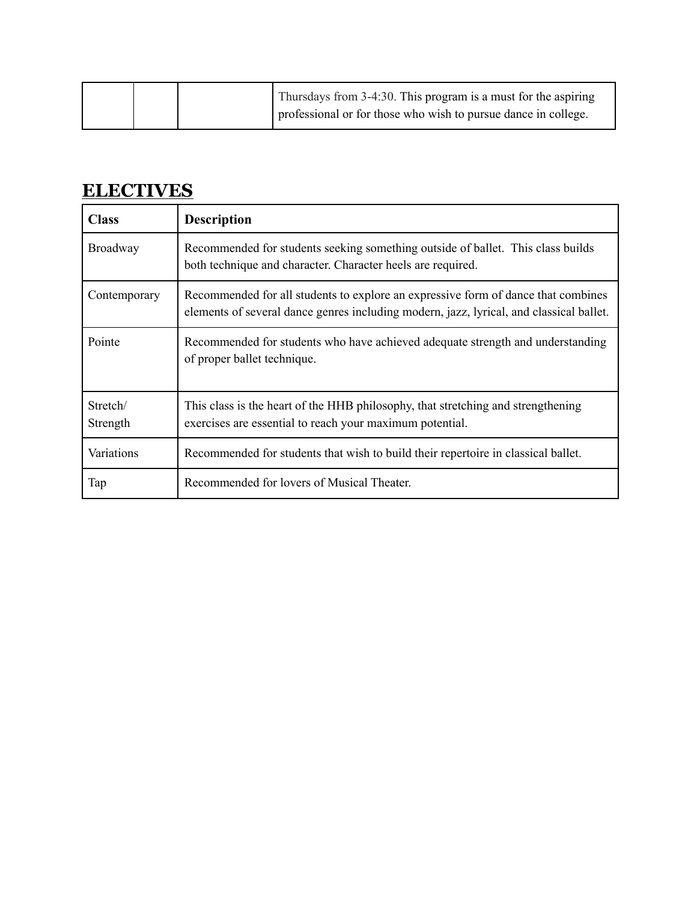| | | | |
|---|---|---|---|
| | | | Thursdays from 3-4:30. This program is a must for the aspiring professional or for those who wish to pursue dance in college. |

## ELECTIVES

| Class | Description |
|---|---|
| Broadway | Recommended for students seeking something outside of ballet. This class builds both technique and character. Character heels are required. |
| Contemporary | Recommended for all students to explore an expressive form of dance that combines elements of several dance genres including modern, jazz, lyrical, and classical ballet. |
| Pointe | Recommended for students who have achieved adequate strength and understanding of proper ballet technique. |
| Stretch/ Strength | This class is the heart of the HHB philosophy, that stretching and strengthening exercises are essential to reach your maximum potential. |
| Variations | Recommended for students that wish to build their repertoire in classical ballet. |
| Tap | Recommended for lovers of Musical Theater. |